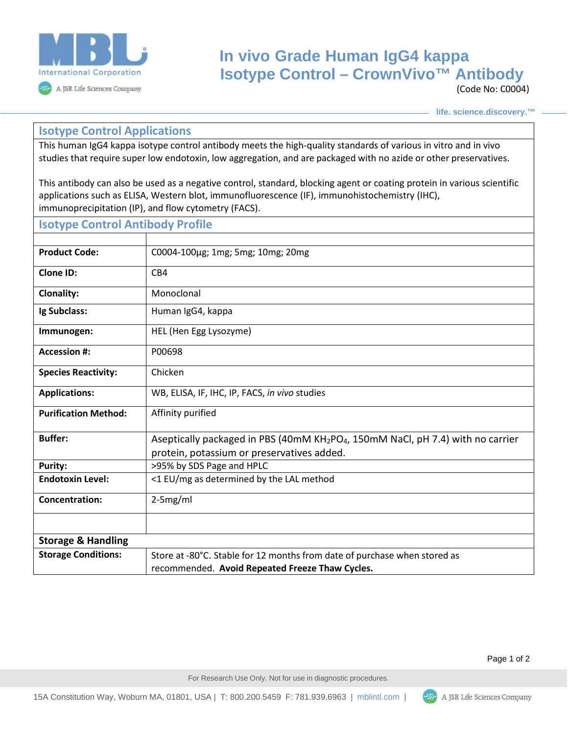# In vivo Grade Human IgG4 kappa Isotype Control – CrownVivo™ Antibody

(Code No: C0004)

life. science.discovery.™

## Isotype Control Applications

This human IgG4 kappa isotype control antibody meets the high-quality standards of various in vitro and in vivo studies that require super low endotoxin, low aggregation, and are packaged with no azide or other preservatives.

This antibody can also be used as a negative control, standard, blocking agent or coating protein in various scientific applications such as ELISA, Western blot, immunofluorescence (IF), immunohistochemistry (IHC), immunoprecipitation (IP), and flow cytometry (FACS).

## Isotype Control Antibody Profile

| | |
|---|---|
| **Product Code:** | C0004-100µg; 1mg; 5mg; 10mg; 20mg |
| **Clone ID:** | CB4 |
| **Clonality:** | Monoclonal |
| **Ig Subclass:** | Human IgG4, kappa |
| **Immunogen:** | HEL (Hen Egg Lysozyme) |
| **Accession #:** | P00698 |
| **Species Reactivity:** | Chicken |
| **Applications:** | WB, ELISA, IF, IHC, IP, FACS, *in vivo* studies |
| **Purification Method:** | Affinity purified |
| **Buffer:** | Aseptically packaged in PBS (40mM $KH_2PO_4$, 150mM NaCl, pH 7.4) with no carrier protein, potassium or preservatives added. |
| **Purity:** | >95% by SDS Page and HPLC |
| **Endotoxin Level:** | <1 EU/mg as determined by the LAL method |
| **Concentration:** | 2-5mg/ml |

## Storage & Handling

| | |
|---|---|
| **Storage Conditions:** | Store at -80°C. Stable for 12 months from date of purchase when stored as recommended. **Avoid Repeated Freeze Thaw Cycles.** |

For Research Use Only. Not for use in diagnostic procedures.

15A Constitution Way, Woburn MA, 01801, USA | T: 800.200.5459 F: 781.939.6963 | mblintl.com | A JSR Life Sciences Company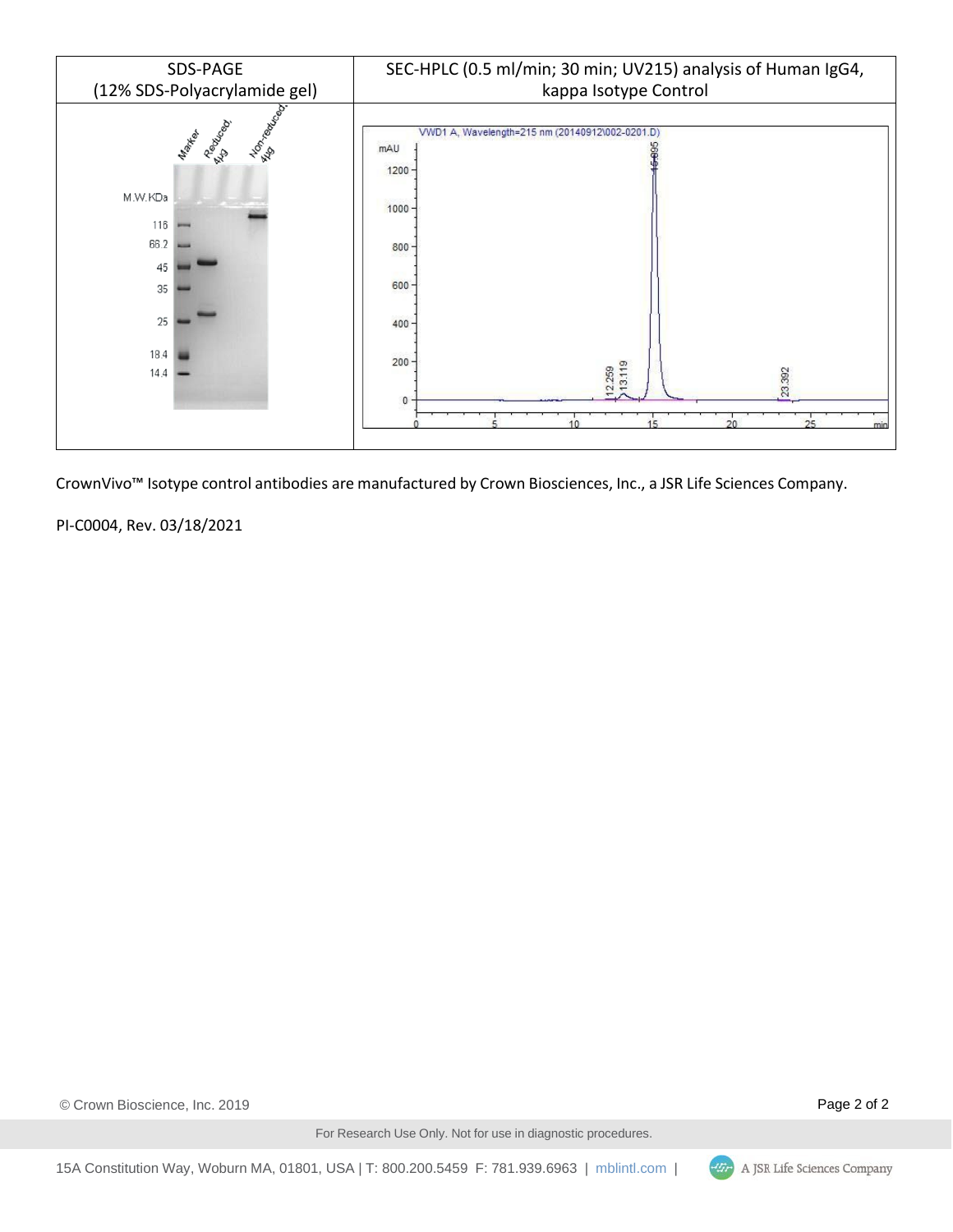| SDS-PAGE (12% SDS-Polyacrylamide gel) | SEC-HPLC (0.5 ml/min; 30 min; UV215) analysis of Human IgG4, kappa Isotype Control |
| --- | --- |
| Marker, Reduced, 4µg, Non-reduced, 4µg<br>M.W.KDa<br>116<br>66.2<br>45<br>35<br>25<br>18.4<br>14.4 | VWD1 A, Wavelength=215 nm (20140912\002-0201.D)<br>mAU<br>1200<br>1000<br>800<br>600<br>400<br>200<br>0<br>12.259<br>13.119<br>15.095<br>23.392<br>0 5 10 15 20 25 min |

CrownVivo™ Isotype control antibodies are manufactured by Crown Biosciences, Inc., a JSR Life Sciences Company.

PI-C0004, Rev. 03/18/2021

© Crown Bioscience, Inc. 2019

For Research Use Only. Not for use in diagnostic procedures.

15A Constitution Way, Woburn MA, 01801, USA | T: 800.200.5459 F: 781.939.6963 | mblintl.com | A JSR Life Sciences Company